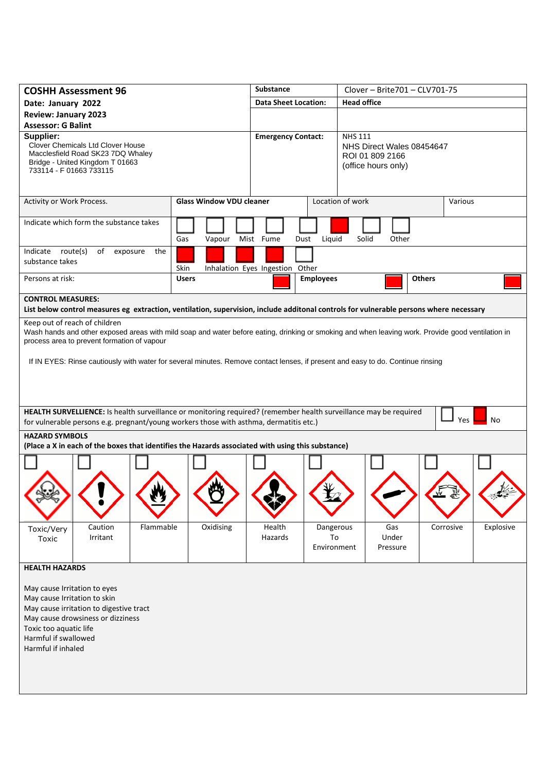# COSHH Assessment 96

| **COSHH Assessment 96** | **Substance** | Clover – Brite701 – CLV701-75 |
|---|---|---|
| **Date: January 2022** | **Data Sheet Location:** | **Head office** |
| **Review: January 2023** | | |
| **Assessor: G Balint** | | |
| **Supplier:** Clover Chemicals Ltd Clover House Macclesfield Road SK23 7DQ Whaley Bridge - United Kingdom T 01663 733114 - F 01663 733115 | **Emergency Contact:** | NHS 111<br>NHS Direct Wales 08454647<br>ROI 01 809 2166<br>(office hours only) |

| Activity or Work Process. | **Glass Window VDU cleaner** | Location of work | Various |
|---|---|---|---|

**Indicate which form the substance takes:**

| Gas | Vapour | Mist | Fume | Dust | Liquid | Solid | Other |
|---|---|---|---|---|---|---|---|
| ☐ | ☐ | ☐ | ☐ | ☐ | ☒ | ☐ | ☐ |

**Indicate route(s) of exposure the substance takes:**

| Skin | Inhalation | Eyes | Ingestion | Other |
|---|---|---|---|---|
| ☒ | ☒ | ☒ | ☒ | ☐ |

**Persons at risk:**

| Users | Employees | Others |
|---|---|---|
| ☒ | ☒ | ☒ |

**CONTROL MEASURES:**

**List below control measures eg extraction, ventilation, supervision, include additonal controls for vulnerable persons where necessary**

Keep out of reach of children

Wash hands and other exposed areas with mild soap and water before eating, drinking or smoking and when leaving work. Provide good ventilation in process area to prevent formation of vapour

If IN EYES: Rinse cautiously with water for several minutes. Remove contact lenses, if present and easy to do. Continue rinsing

**HEALTH SURVELLIENCE:** Is health surveillance or monitoring required? (remember health surveillance may be required for vulnerable persons e.g. pregnant/young workers those with asthma, dermatitis etc.)

☐ Yes ☒ No

**HAZARD SYMBOLS**

**(Place a X in each of the boxes that identifies the Hazards associated with using this substance)**

| Toxic/Very Toxic | Caution Irritant | Flammable | Oxidising | Health Hazards | Dangerous To Environment | Gas Under Pressure | Corrosive | Explosive |
|---|---|---|---|---|---|---|---|---|
| ☐ | ☐ | ☐ | ☐ | ☐ | ☐ | ☐ | ☐ | ☐ |

**HEALTH HAZARDS**

May cause Irritation to eyes
May cause Irritation to skin
May cause irritation to digestive tract
May cause drowsiness or dizziness
Toxic too aquatic life
Harmful if swallowed
Harmful if inhaled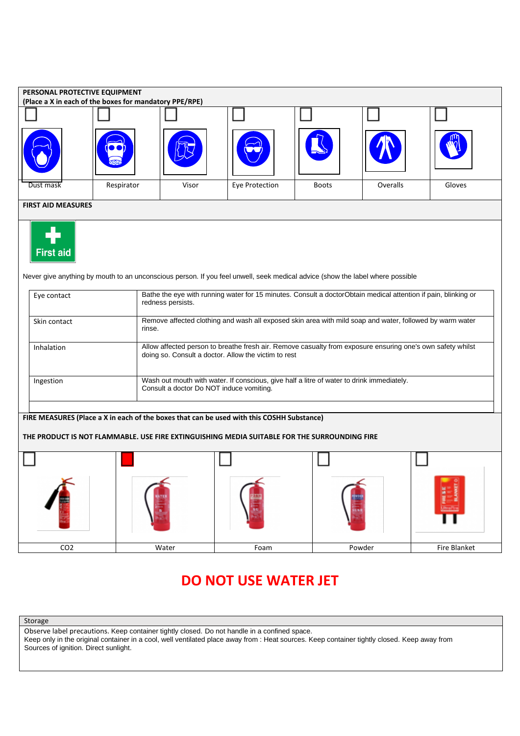**PERSONAL PROTECTIVE EQUIPMENT**
**(Place a X in each of the boxes for mandatory PPE/RPE)**

| ☐ | ☐ | ☐ | ☐ | ☐ | ☐ | ☐ |
|---|---|---|---|---|---|---|
| Dust mask | Respirator | Visor | Eye Protection | Boots | Overalls | Gloves |

**FIRST AID MEASURES**

First aid

Never give anything by mouth to an unconscious person. If you feel unwell, seek medical advice (show the label where possible

| | |
|---|---|
| Eye contact | Bathe the eye with running water for 15 minutes. Consult a doctorObtain medical attention if pain, blinking or redness persists. |
| Skin contact | Remove affected clothing and wash all exposed skin area with mild soap and water, followed by warm water rinse. |
| Inhalation | Allow affected person to breathe fresh air. Remove casualty from exposure ensuring one's own safety whilst doing so. Consult a doctor. Allow the victim to rest |
| Ingestion | Wash out mouth with water. If conscious, give half a litre of water to drink immediately. Consult a doctor Do NOT induce vomiting. |

**FIRE MEASURES (Place a X in each of the boxes that can be used with this COSHH Substance)**

**THE PRODUCT IS NOT FLAMMABLE. USE FIRE EXTINGUISHING MEDIA SUITABLE FOR THE SURROUNDING FIRE**

| ☐ | ■ | ☐ | ☐ | ☐ |
|---|---|---|---|---|
| CO2 | Water | Foam | Powder | Fire Blanket |

# DO NOT USE WATER JET

| Storage |
|---|
| Observe label precautions. Keep container tightly closed. Do not handle in a confined space. Keep only in the original container in a cool, well ventilated place away from : Heat sources. Keep container tightly closed. Keep away from Sources of ignition. Direct sunlight. |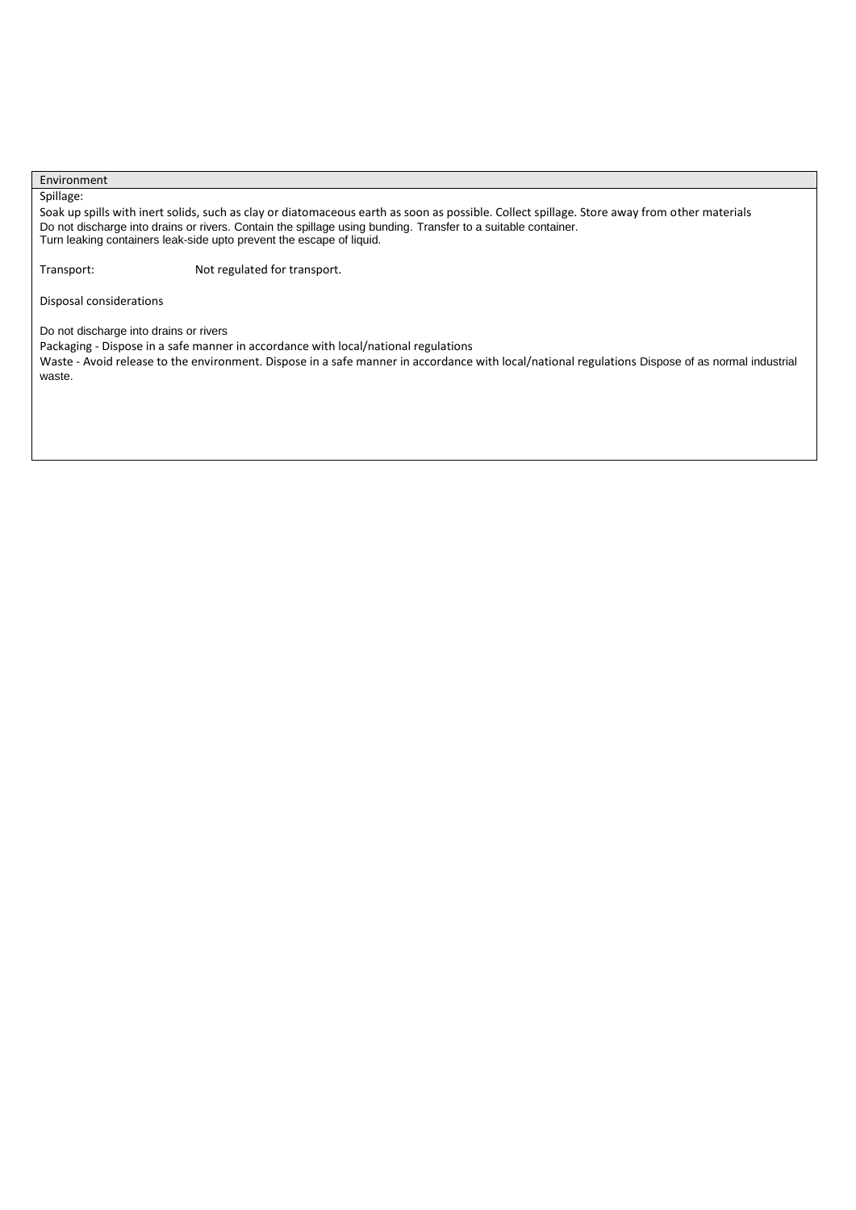## Environment

Spillage:

Soak up spills with inert solids, such as clay or diatomaceous earth as soon as possible. Collect spillage. Store away from other materials
Do not discharge into drains or rivers. Contain the spillage using bunding. Transfer to a suitable container.
Turn leaking containers leak-side upto prevent the escape of liquid.

Transport: Not regulated for transport.

Disposal considerations

Do not discharge into drains or rivers
Packaging - Dispose in a safe manner in accordance with local/national regulations
Waste - Avoid release to the environment. Dispose in a safe manner in accordance with local/national regulations Dispose of as normal industrial waste.